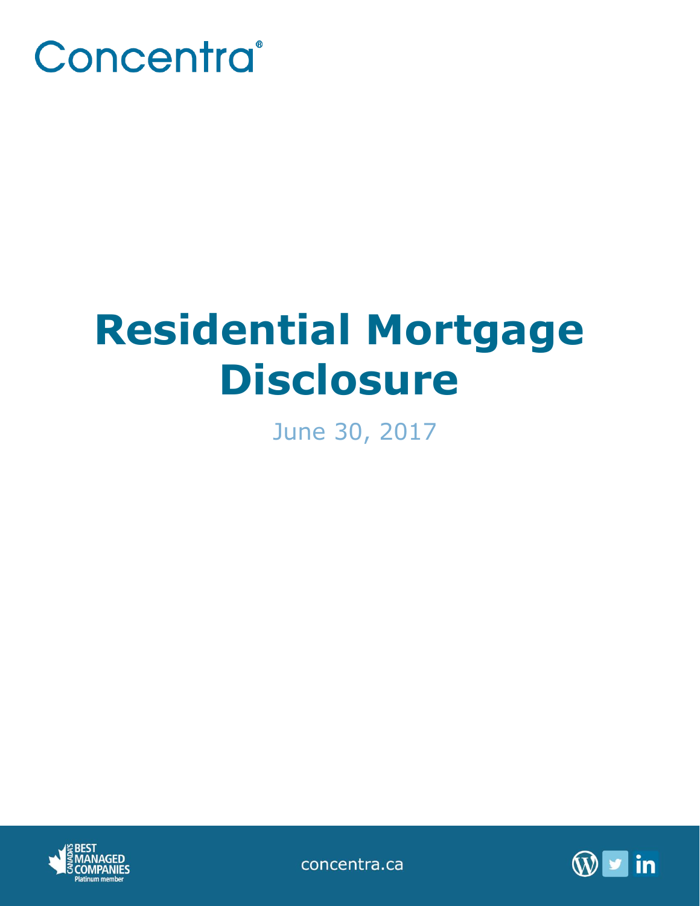Concentra®

# Residential Mortgage Disclosure

June 30, 2017

concentra.ca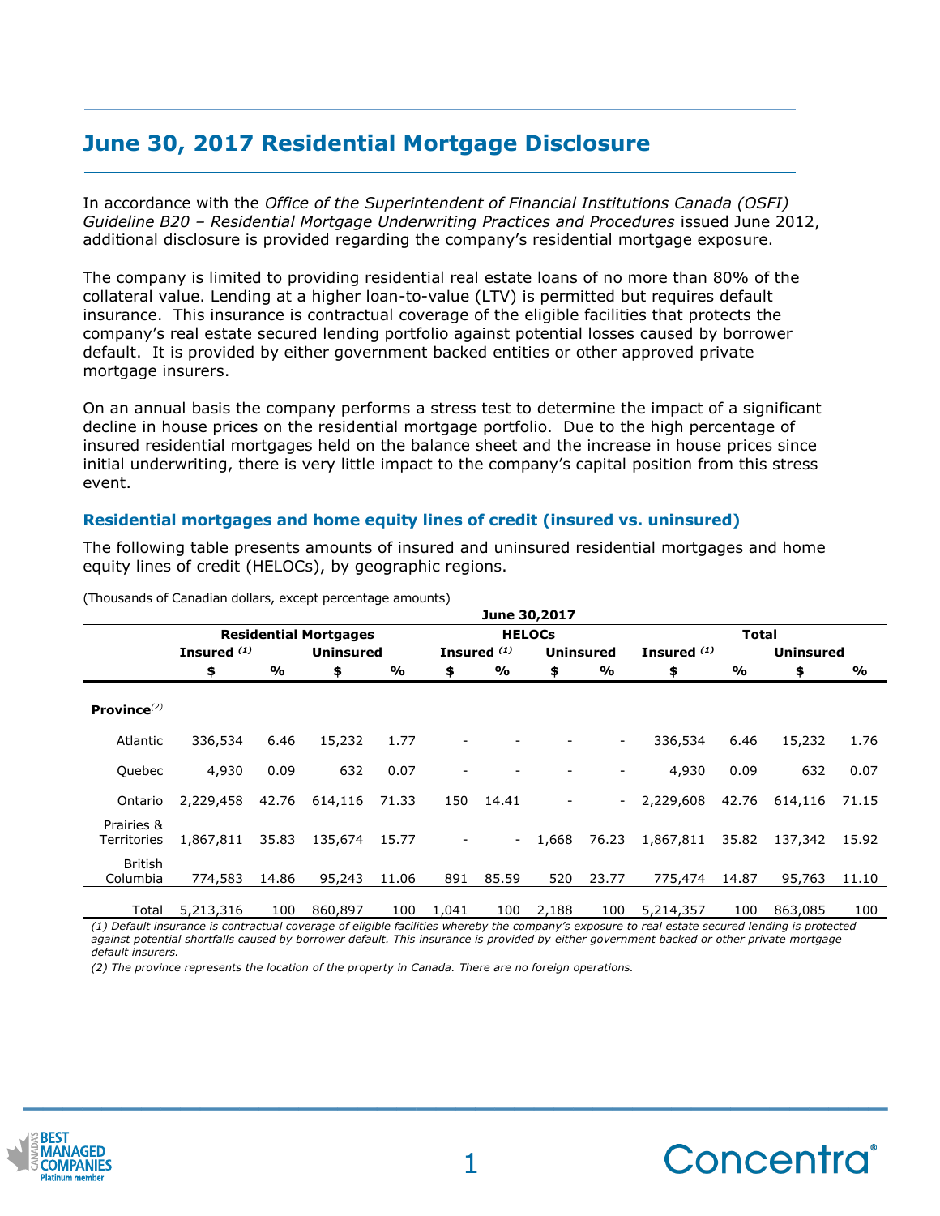# June 30, 2017 Residential Mortgage Disclosure

In accordance with the *Office of the Superintendent of Financial Institutions Canada (OSFI) Guideline B20 – Residential Mortgage Underwriting Practices and Procedures* issued June 2012, additional disclosure is provided regarding the company's residential mortgage exposure.

The company is limited to providing residential real estate loans of no more than 80% of the collateral value. Lending at a higher loan-to-value (LTV) is permitted but requires default insurance. This insurance is contractual coverage of the eligible facilities that protects the company's real estate secured lending portfolio against potential losses caused by borrower default. It is provided by either government backed entities or other approved private mortgage insurers.

On an annual basis the company performs a stress test to determine the impact of a significant decline in house prices on the residential mortgage portfolio. Due to the high percentage of insured residential mortgages held on the balance sheet and the increase in house prices since initial underwriting, there is very little impact to the company's capital position from this stress event.

## Residential mortgages and home equity lines of credit (insured vs. uninsured)

The following table presents amounts of insured and uninsured residential mortgages and home equity lines of credit (HELOCs), by geographic regions.

(Thousands of Canadian dollars, except percentage amounts)

| | June 30,2017 | | | | | | | | | | | |
|---|---|---|---|---|---|---|---|---|---|---|---|---|
| | Residential Mortgages | | | | HELOCs | | | | Total | | | |
| | Insured [(1)] | | Uninsured | | Insured [(1)] | | Uninsured | | Insured [(1)] | | Uninsured | |
| | $ | % | $ | % | $ | % | $ | % | $ | % | $ | % |
| **Province**[(2)] | | | | | | | | | | | | |
| Atlantic | 336,534 | 6.46 | 15,232 | 1.77 | - | - | - | - | 336,534 | 6.46 | 15,232 | 1.76 |
| Quebec | 4,930 | 0.09 | 632 | 0.07 | - | - | - | - | 4,930 | 0.09 | 632 | 0.07 |
| Ontario | 2,229,458 | 42.76 | 614,116 | 71.33 | 150 | 14.41 | - | - | 2,229,608 | 42.76 | 614,116 | 71.15 |
| Prairies & Territories | 1,867,811 | 35.83 | 135,674 | 15.77 | - | - | 1,668 | 76.23 | 1,867,811 | 35.82 | 137,342 | 15.92 |
| British Columbia | 774,583 | 14.86 | 95,243 | 11.06 | 891 | 85.59 | 520 | 23.77 | 775,474 | 14.87 | 95,763 | 11.10 |
| Total | 5,213,316 | 100 | 860,897 | 100 | 1,041 | 100 | 2,188 | 100 | 5,214,357 | 100 | 863,085 | 100 |

*(1) Default insurance is contractual coverage of eligible facilities whereby the company's exposure to real estate secured lending is protected against potential shortfalls caused by borrower default. This insurance is provided by either government backed or other private mortgage default insurers.*

*(2) The province represents the location of the property in Canada. There are no foreign operations.*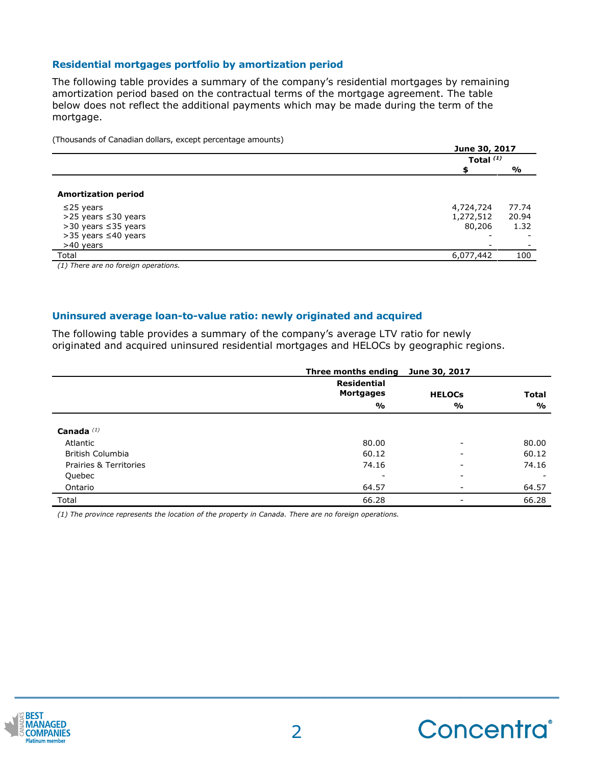## Residential mortgages portfolio by amortization period

The following table provides a summary of the company's residential mortgages by remaining amortization period based on the contractual terms of the mortgage agreement. The table below does not reflect the additional payments which may be made during the term of the mortgage.

(Thousands of Canadian dollars, except percentage amounts)

| | June 30, 2017 | |
|---|---|---|
| | Total (1) | |
| | $ | % |
| **Amortization period** | | |
| ≤25 years | 4,724,724 | 77.74 |
| >25 years ≤30 years | 1,272,512 | 20.94 |
| >30 years ≤35 years | 80,206 | 1.32 |
| >35 years ≤40 years | - | - |
| >40 years | - | - |
| Total | 6,077,442 | 100 |

*(1) There are no foreign operations.*

## Uninsured average loan-to-value ratio: newly originated and acquired

The following table provides a summary of the company's average LTV ratio for newly originated and acquired uninsured residential mortgages and HELOCs by geographic regions.

| | Three months ending June 30, 2017 | | |
|---|---|---|---|
| | Residential Mortgages % | HELOCs % | Total % |
| **Canada** (1) | | | |
| Atlantic | 80.00 | - | 80.00 |
| British Columbia | 60.12 | - | 60.12 |
| Prairies & Territories | 74.16 | - | 74.16 |
| Quebec | - | - | - |
| Ontario | 64.57 | - | 64.57 |
| Total | 66.28 | - | 66.28 |

*(1) The province represents the location of the property in Canada. There are no foreign operations.*